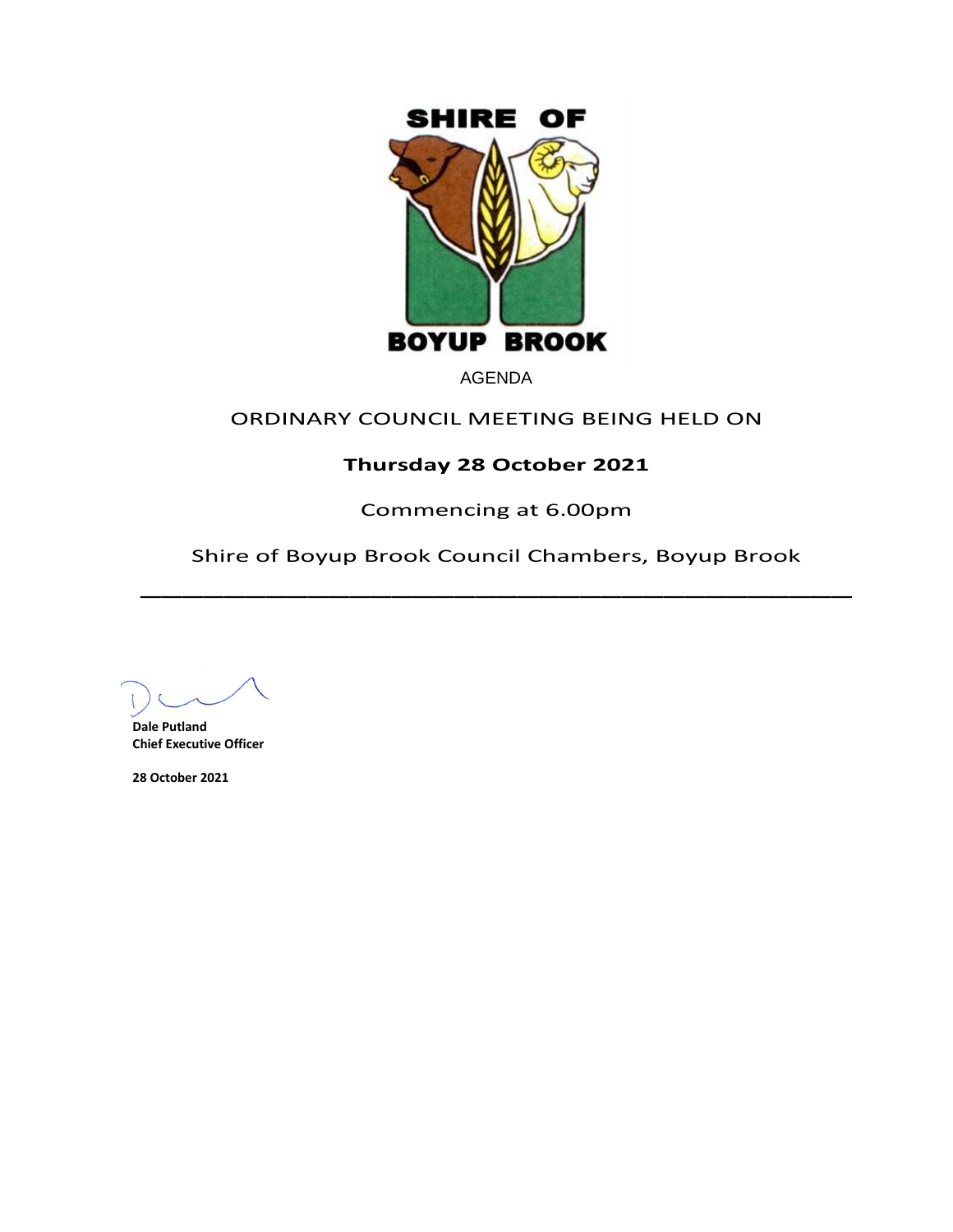# SHIRE OF BOYUP BROOK

AGENDA

ORDINARY COUNCIL MEETING BEING HELD ON

**Thursday 28 October 2021**

Commencing at 6.00pm

Shire of Boyup Brook Council Chambers, Boyup Brook

---

**Dale Putland**
**Chief Executive Officer**

**28 October 2021**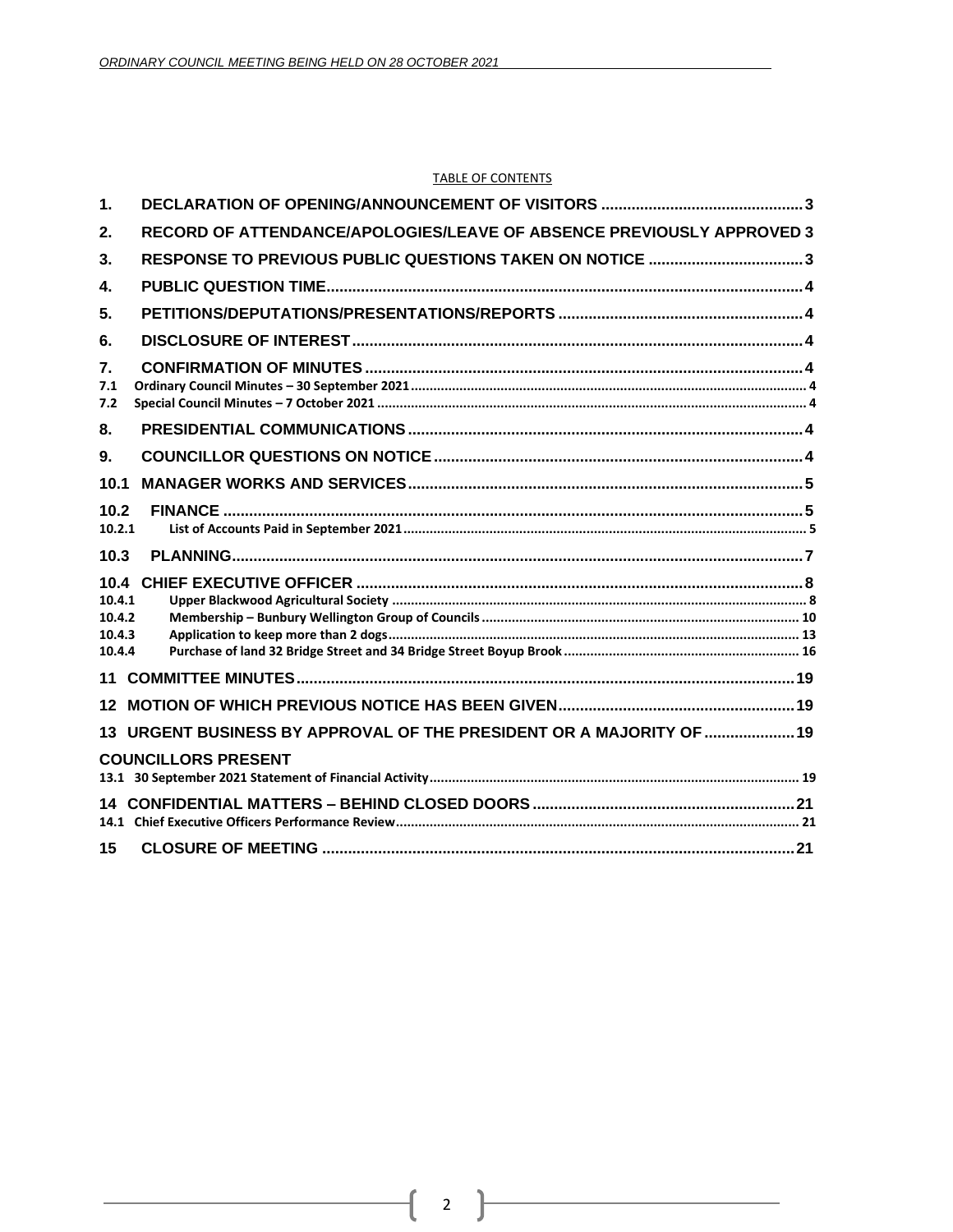TABLE OF CONTENTS

| | | |
|---|---|---|
| **1.** | **DECLARATION OF OPENING/ANNOUNCEMENT OF VISITORS** | **3** |
| **2.** | **RECORD OF ATTENDANCE/APOLOGIES/LEAVE OF ABSENCE PREVIOUSLY APPROVED** | **3** |
| **3.** | **RESPONSE TO PREVIOUS PUBLIC QUESTIONS TAKEN ON NOTICE** | **3** |
| **4.** | **PUBLIC QUESTION TIME** | **4** |
| **5.** | **PETITIONS/DEPUTATIONS/PRESENTATIONS/REPORTS** | **4** |
| **6.** | **DISCLOSURE OF INTEREST** | **4** |
| **7.** | **CONFIRMATION OF MINUTES** | **4** |
| 7.1 | Ordinary Council Minutes – 30 September 2021 | 4 |
| 7.2 | Special Council Minutes – 7 October 2021 | 4 |
| **8.** | **PRESIDENTIAL COMMUNICATIONS** | **4** |
| **9.** | **COUNCILLOR QUESTIONS ON NOTICE** | **4** |
| **10.1** | **MANAGER WORKS AND SERVICES** | **5** |
| **10.2** | **FINANCE** | **5** |
| 10.2.1 | List of Accounts Paid in September 2021 | 5 |
| **10.3** | **PLANNING** | **7** |
| **10.4** | **CHIEF EXECUTIVE OFFICER** | **8** |
| 10.4.1 | Upper Blackwood Agricultural Society | 8 |
| 10.4.2 | Membership – Bunbury Wellington Group of Councils | 10 |
| 10.4.3 | Application to keep more than 2 dogs | 13 |
| 10.4.4 | Purchase of land 32 Bridge Street and 34 Bridge Street Boyup Brook | 16 |
| **11** | **COMMITTEE MINUTES** | **19** |
| **12** | **MOTION OF WHICH PREVIOUS NOTICE HAS BEEN GIVEN** | **19** |
| **13** | **URGENT BUSINESS BY APPROVAL OF THE PRESIDENT OR A MAJORITY OF COUNCILLORS PRESENT** | **19** |
| 13.1 | 30 September 2021 Statement of Financial Activity | 19 |
| **14** | **CONFIDENTIAL MATTERS – BEHIND CLOSED DOORS** | **21** |
| 14.1 | Chief Executive Officers Performance Review | 21 |
| **15** | **CLOSURE OF MEETING** | **21** |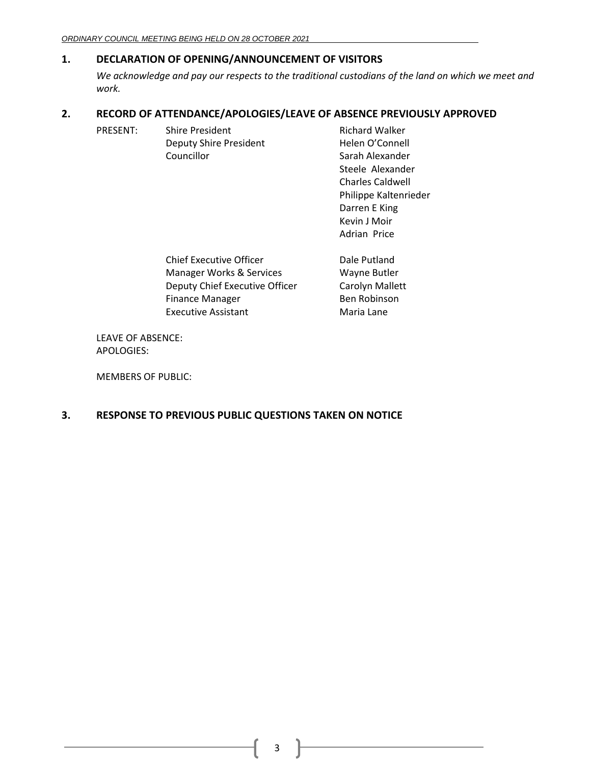## 1. DECLARATION OF OPENING/ANNOUNCEMENT OF VISITORS

*We acknowledge and pay our respects to the traditional custodians of the land on which we meet and work.*

## 2. RECORD OF ATTENDANCE/APOLOGIES/LEAVE OF ABSENCE PREVIOUSLY APPROVED

| PRESENT: | Shire President | Richard Walker |
|---|---|---|
| | Deputy Shire President | Helen O'Connell |
| | Councillor | Sarah Alexander |
| | | Steele Alexander |
| | | Charles Caldwell |
| | | Philippe Kaltenrieder |
| | | Darren E King |
| | | Kevin J Moir |
| | | Adrian Price |
| | | |
| | Chief Executive Officer | Dale Putland |
| | Manager Works & Services | Wayne Butler |
| | Deputy Chief Executive Officer | Carolyn Mallett |
| | Finance Manager | Ben Robinson |
| | Executive Assistant | Maria Lane |

LEAVE OF ABSENCE:
APOLOGIES:

MEMBERS OF PUBLIC:

## 3. RESPONSE TO PREVIOUS PUBLIC QUESTIONS TAKEN ON NOTICE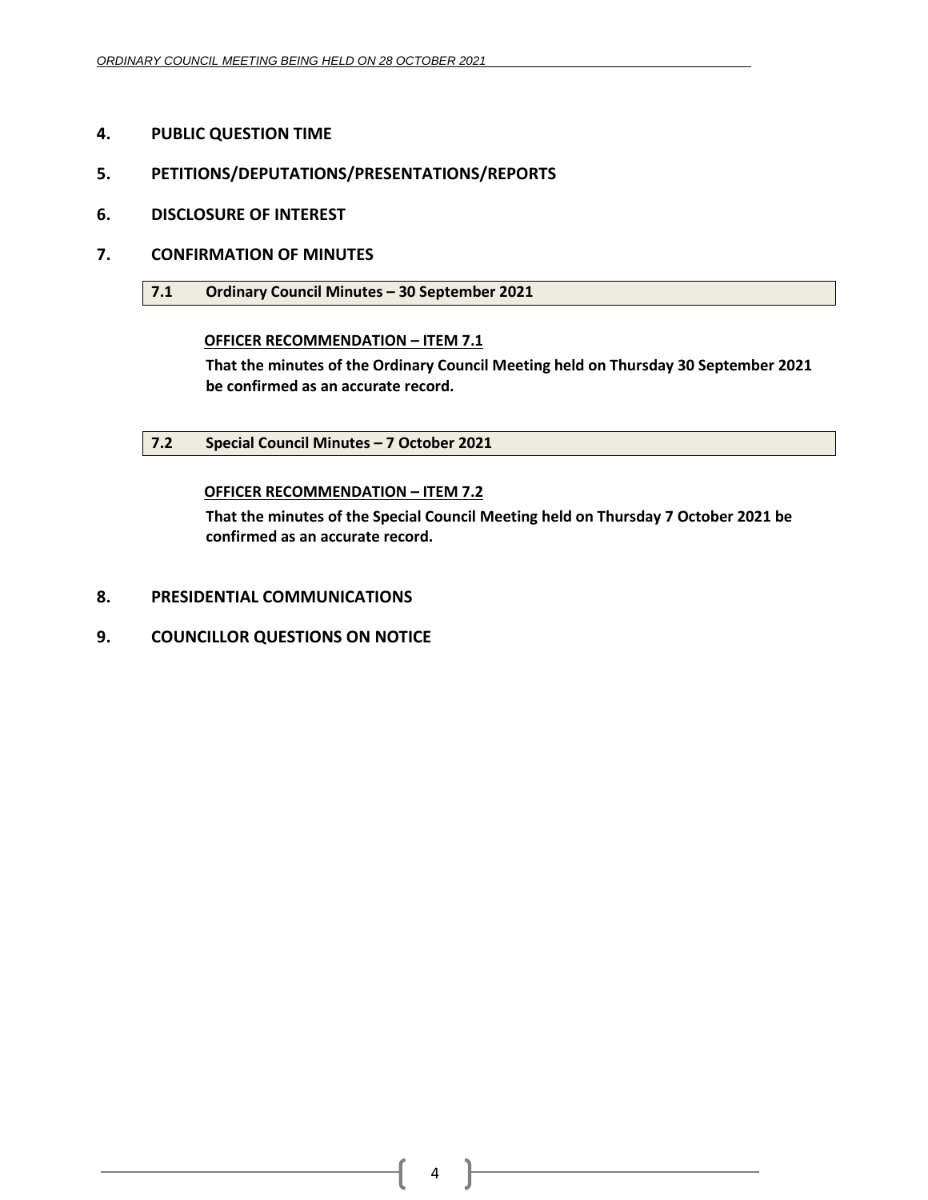## 4. PUBLIC QUESTION TIME

## 5. PETITIONS/DEPUTATIONS/PRESENTATIONS/REPORTS

## 6. DISCLOSURE OF INTEREST

## 7. CONFIRMATION OF MINUTES

### 7.1 Ordinary Council Minutes – 30 September 2021

**OFFICER RECOMMENDATION – ITEM 7.1**

**That the minutes of the Ordinary Council Meeting held on Thursday 30 September 2021 be confirmed as an accurate record.**

### 7.2 Special Council Minutes – 7 October 2021

**OFFICER RECOMMENDATION – ITEM 7.2**

**That the minutes of the Special Council Meeting held on Thursday 7 October 2021 be confirmed as an accurate record.**

## 8. PRESIDENTIAL COMMUNICATIONS

## 9. COUNCILLOR QUESTIONS ON NOTICE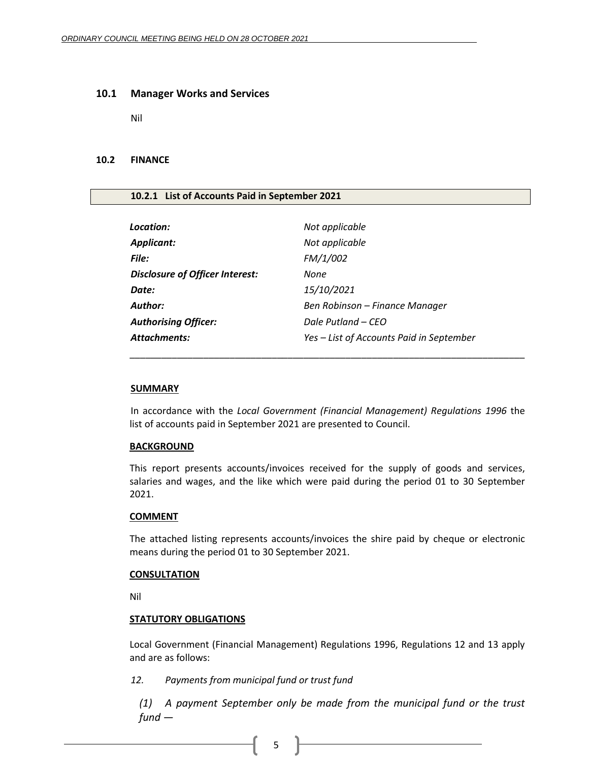## 10.1 Manager Works and Services

Nil

## 10.2 FINANCE

### 10.2.1 List of Accounts Paid in September 2021

| | |
|---|---|
| ***Location:*** | *Not applicable* |
| ***Applicant:*** | *Not applicable* |
| ***File:*** | *FM/1/002* |
| ***Disclosure of Officer Interest:*** | *None* |
| ***Date:*** | *15/10/2021* |
| ***Author:*** | *Ben Robinson – Finance Manager* |
| ***Authorising Officer:*** | *Dale Putland – CEO* |
| ***Attachments:*** | *Yes – List of Accounts Paid in September* |

---

**SUMMARY**

In accordance with the *Local Government (Financial Management) Regulations 1996* the list of accounts paid in September 2021 are presented to Council.

**BACKGROUND**

This report presents accounts/invoices received for the supply of goods and services, salaries and wages, and the like which were paid during the period 01 to 30 September 2021.

**COMMENT**

The attached listing represents accounts/invoices the shire paid by cheque or electronic means during the period 01 to 30 September 2021.

**CONSULTATION**

Nil

**STATUTORY OBLIGATIONS**

Local Government (Financial Management) Regulations 1996, Regulations 12 and 13 apply and are as follows:

*12. Payments from municipal fund or trust fund*

*(1) A payment September only be made from the municipal fund or the trust fund —*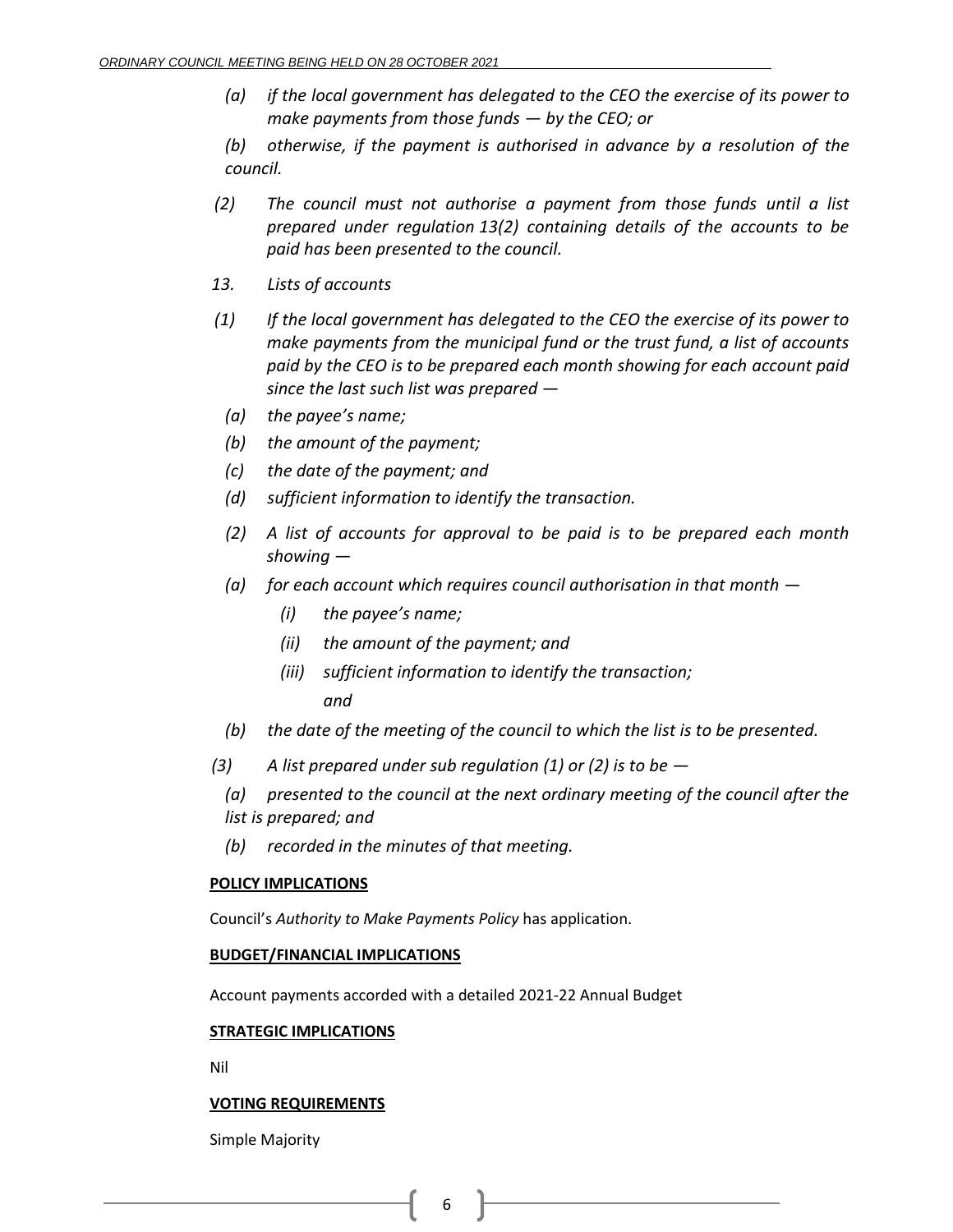*(a) if the local government has delegated to the CEO the exercise of its power to make payments from those funds — by the CEO; or*

*(b) otherwise, if the payment is authorised in advance by a resolution of the council.*

*(2) The council must not authorise a payment from those funds until a list prepared under regulation 13(2) containing details of the accounts to be paid has been presented to the council.*

*13. Lists of accounts*

*(1) If the local government has delegated to the CEO the exercise of its power to make payments from the municipal fund or the trust fund, a list of accounts paid by the CEO is to be prepared each month showing for each account paid since the last such list was prepared —*

*(a) the payee's name;*

*(b) the amount of the payment;*

*(c) the date of the payment; and*

*(d) sufficient information to identify the transaction.*

*(2) A list of accounts for approval to be paid is to be prepared each month showing —*

*(a) for each account which requires council authorisation in that month —*

*(i) the payee's name;*

*(ii) the amount of the payment; and*

*(iii) sufficient information to identify the transaction;*

*and*

*(b) the date of the meeting of the council to which the list is to be presented.*

*(3) A list prepared under sub regulation (1) or (2) is to be —*

*(a) presented to the council at the next ordinary meeting of the council after the list is prepared; and*

*(b) recorded in the minutes of that meeting.*

**POLICY IMPLICATIONS**

Council's *Authority to Make Payments Policy* has application.

**BUDGET/FINANCIAL IMPLICATIONS**

Account payments accorded with a detailed 2021-22 Annual Budget

**STRATEGIC IMPLICATIONS**

Nil

**VOTING REQUIREMENTS**

Simple Majority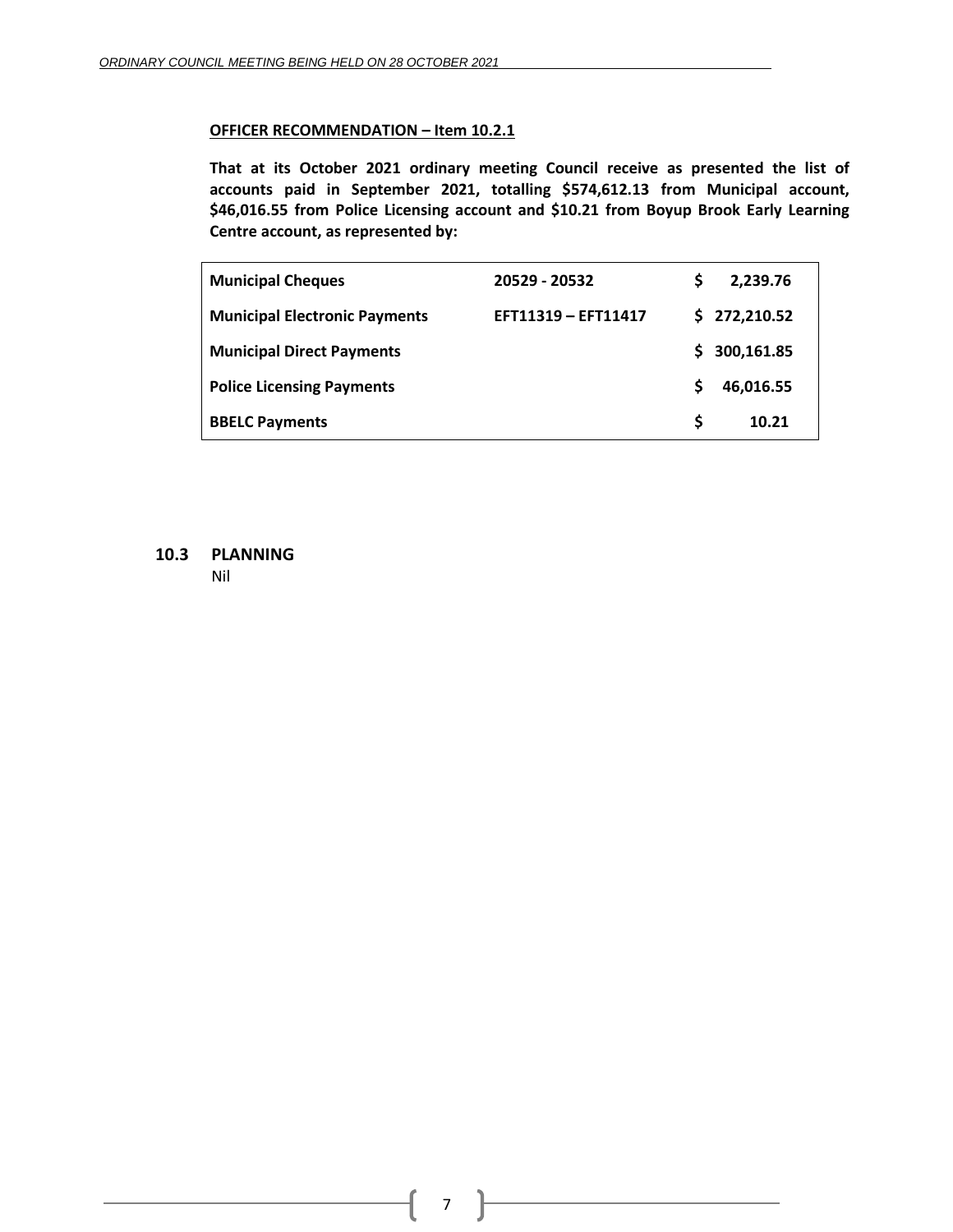**OFFICER RECOMMENDATION – Item 10.2.1**

**That at its October 2021 ordinary meeting Council receive as presented the list of accounts paid in September 2021, totalling $574,612.13 from Municipal account, $46,016.55 from Police Licensing account and $10.21 from Boyup Brook Early Learning Centre account, as represented by:**

| | | |
|---|---|---|
| **Municipal Cheques** | **20529 - 20532** | **$ 2,239.76** |
| **Municipal Electronic Payments** | **EFT11319 – EFT11417** | **$ 272,210.52** |
| **Municipal Direct Payments** | | **$ 300,161.85** |
| **Police Licensing Payments** | | **$ 46,016.55** |
| **BBELC Payments** | | **$ 10.21** |

## 10.3 PLANNING

Nil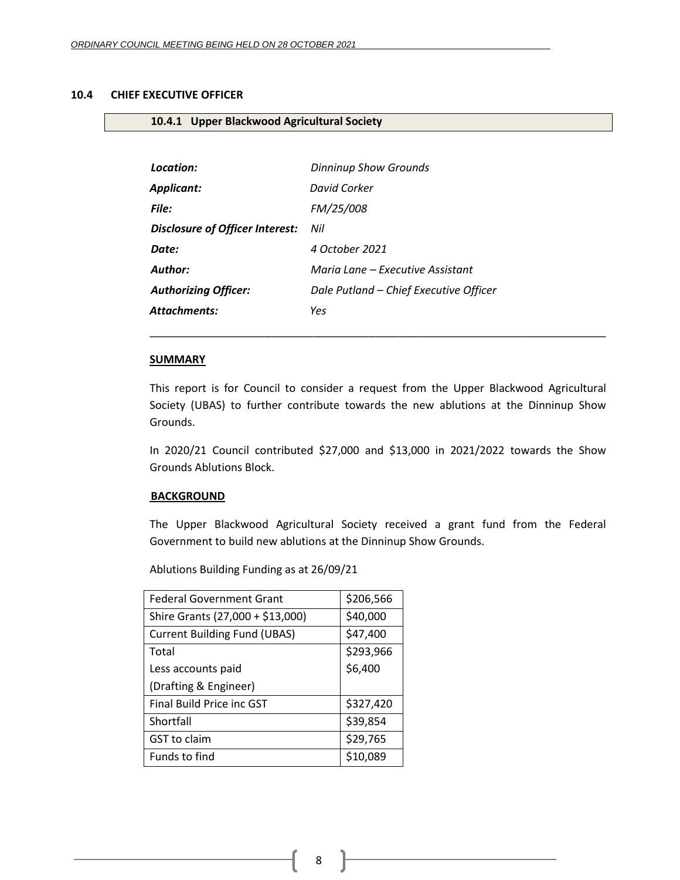## 10.4 CHIEF EXECUTIVE OFFICER

### 10.4.1 Upper Blackwood Agricultural Society

| | |
|---|---|
| ***Location:*** | *Dinninup Show Grounds* |
| ***Applicant:*** | *David Corker* |
| ***File:*** | *FM/25/008* |
| ***Disclosure of Officer Interest:*** | *Nil* |
| ***Date:*** | *4 October 2021* |
| ***Author:*** | *Maria Lane – Executive Assistant* |
| ***Authorizing Officer:*** | *Dale Putland – Chief Executive Officer* |
| ***Attachments:*** | *Yes* |

---

**SUMMARY**

This report is for Council to consider a request from the Upper Blackwood Agricultural Society (UBAS) to further contribute towards the new ablutions at the Dinninup Show Grounds.

In 2020/21 Council contributed $27,000 and $13,000 in 2021/2022 towards the Show Grounds Ablutions Block.

**BACKGROUND**

The Upper Blackwood Agricultural Society received a grant fund from the Federal Government to build new ablutions at the Dinninup Show Grounds.

Ablutions Building Funding as at 26/09/21

| | |
|---|---|
| Federal Government Grant | $206,566 |
| Shire Grants (27,000 + $13,000) | $40,000 |
| Current Building Fund (UBAS) | $47,400 |
| Total<br>Less accounts paid<br>(Drafting & Engineer) | $293,966<br>$6,400 |
| Final Build Price inc GST | $327,420 |
| Shortfall | $39,854 |
| GST to claim | $29,765 |
| Funds to find | $10,089 |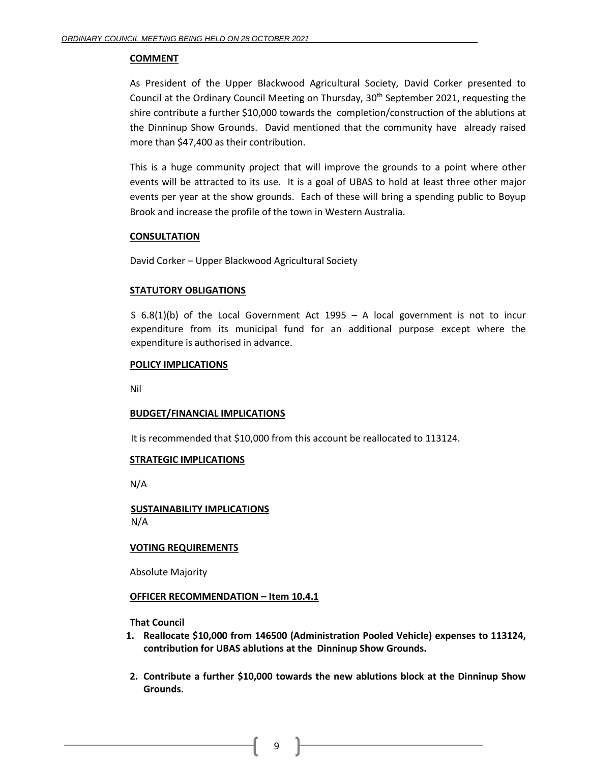## COMMENT

As President of the Upper Blackwood Agricultural Society, David Corker presented to Council at the Ordinary Council Meeting on Thursday, 30th September 2021, requesting the shire contribute a further $10,000 towards the completion/construction of the ablutions at the Dinninup Show Grounds. David mentioned that the community have already raised more than $47,400 as their contribution.

This is a huge community project that will improve the grounds to a point where other events will be attracted to its use. It is a goal of UBAS to hold at least three other major events per year at the show grounds. Each of these will bring a spending public to Boyup Brook and increase the profile of the town in Western Australia.

## CONSULTATION

David Corker – Upper Blackwood Agricultural Society

## STATUTORY OBLIGATIONS

S 6.8(1)(b) of the Local Government Act 1995 – A local government is not to incur expenditure from its municipal fund for an additional purpose except where the expenditure is authorised in advance.

## POLICY IMPLICATIONS

Nil

## BUDGET/FINANCIAL IMPLICATIONS

It is recommended that $10,000 from this account be reallocated to 113124.

## STRATEGIC IMPLICATIONS

N/A

## SUSTAINABILITY IMPLICATIONS

N/A

## VOTING REQUIREMENTS

Absolute Majority

## OFFICER RECOMMENDATION – Item 10.4.1

**That Council**

1. **Reallocate $10,000 from 146500 (Administration Pooled Vehicle) expenses to 113124, contribution for UBAS ablutions at the Dinninup Show Grounds.**

2. **Contribute a further $10,000 towards the new ablutions block at the Dinninup Show Grounds.**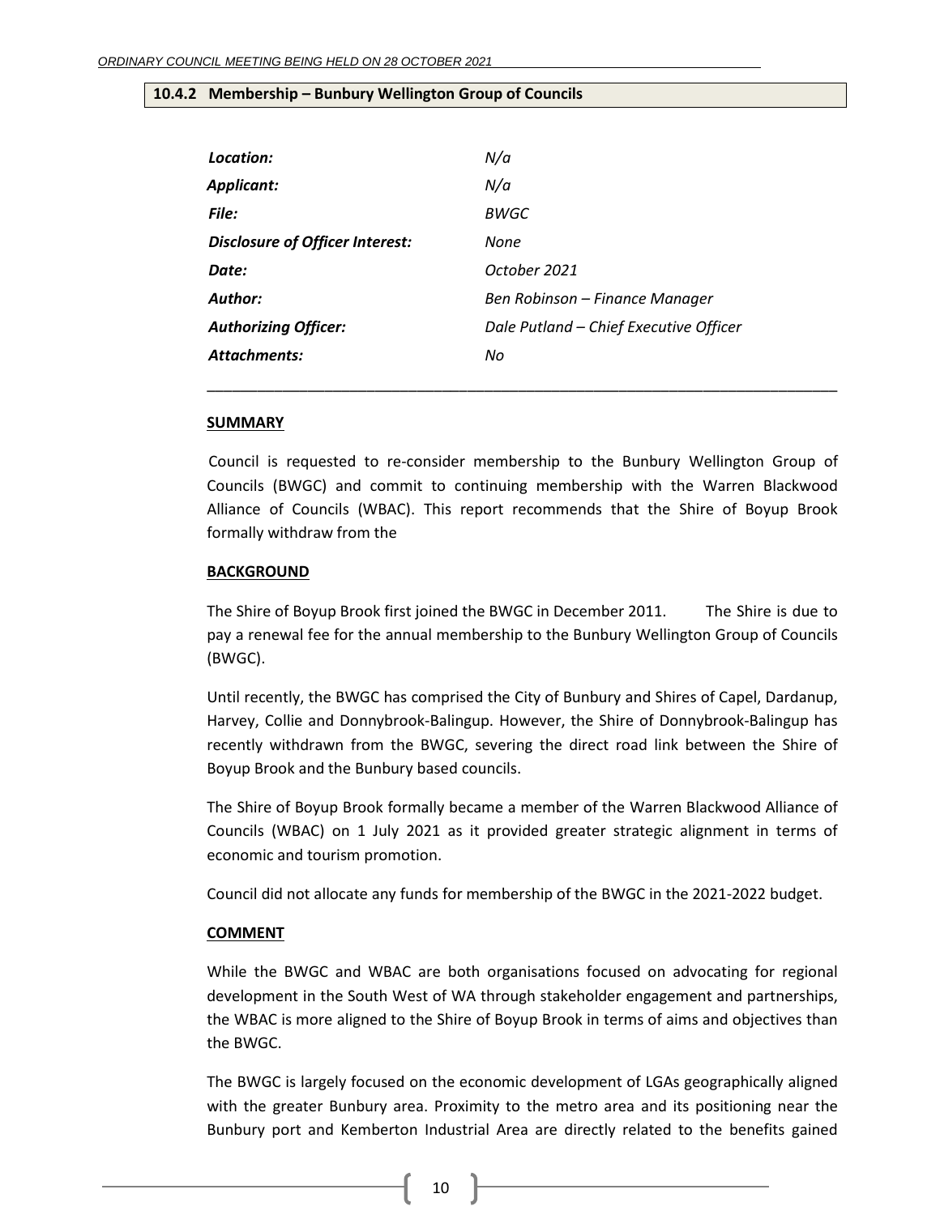## 10.4.2 Membership – Bunbury Wellington Group of Councils

| | |
|---|---|
| ***Location:*** | *N/a* |
| ***Applicant:*** | *N/a* |
| ***File:*** | *BWGC* |
| ***Disclosure of Officer Interest:*** | *None* |
| ***Date:*** | *October 2021* |
| ***Author:*** | *Ben Robinson – Finance Manager* |
| ***Authorizing Officer:*** | *Dale Putland – Chief Executive Officer* |
| ***Attachments:*** | *No* |

---

**SUMMARY**

Council is requested to re-consider membership to the Bunbury Wellington Group of Councils (BWGC) and commit to continuing membership with the Warren Blackwood Alliance of Councils (WBAC). This report recommends that the Shire of Boyup Brook formally withdraw from the

**BACKGROUND**

The Shire of Boyup Brook first joined the BWGC in December 2011. The Shire is due to pay a renewal fee for the annual membership to the Bunbury Wellington Group of Councils (BWGC).

Until recently, the BWGC has comprised the City of Bunbury and Shires of Capel, Dardanup, Harvey, Collie and Donnybrook-Balingup. However, the Shire of Donnybrook-Balingup has recently withdrawn from the BWGC, severing the direct road link between the Shire of Boyup Brook and the Bunbury based councils.

The Shire of Boyup Brook formally became a member of the Warren Blackwood Alliance of Councils (WBAC) on 1 July 2021 as it provided greater strategic alignment in terms of economic and tourism promotion.

Council did not allocate any funds for membership of the BWGC in the 2021-2022 budget.

**COMMENT**

While the BWGC and WBAC are both organisations focused on advocating for regional development in the South West of WA through stakeholder engagement and partnerships, the WBAC is more aligned to the Shire of Boyup Brook in terms of aims and objectives than the BWGC.

The BWGC is largely focused on the economic development of LGAs geographically aligned with the greater Bunbury area. Proximity to the metro area and its positioning near the Bunbury port and Kemberton Industrial Area are directly related to the benefits gained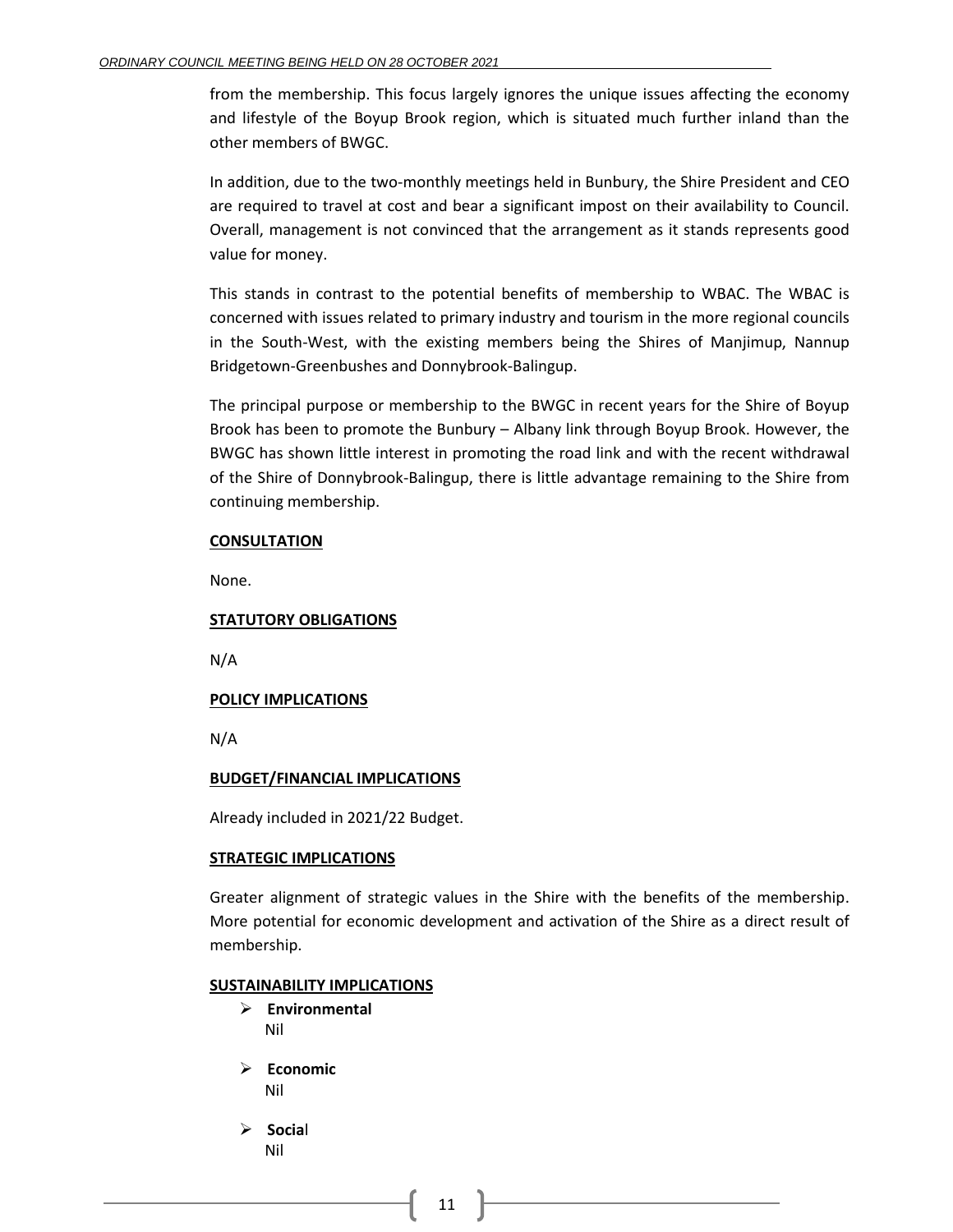from the membership. This focus largely ignores the unique issues affecting the economy and lifestyle of the Boyup Brook region, which is situated much further inland than the other members of BWGC.

In addition, due to the two-monthly meetings held in Bunbury, the Shire President and CEO are required to travel at cost and bear a significant impost on their availability to Council. Overall, management is not convinced that the arrangement as it stands represents good value for money.

This stands in contrast to the potential benefits of membership to WBAC. The WBAC is concerned with issues related to primary industry and tourism in the more regional councils in the South-West, with the existing members being the Shires of Manjimup, Nannup Bridgetown-Greenbushes and Donnybrook-Balingup.

The principal purpose or membership to the BWGC in recent years for the Shire of Boyup Brook has been to promote the Bunbury – Albany link through Boyup Brook. However, the BWGC has shown little interest in promoting the road link and with the recent withdrawal of the Shire of Donnybrook-Balingup, there is little advantage remaining to the Shire from continuing membership.

**CONSULTATION**

None.

**STATUTORY OBLIGATIONS**

N/A

**POLICY IMPLICATIONS**

N/A

**BUDGET/FINANCIAL IMPLICATIONS**

Already included in 2021/22 Budget.

**STRATEGIC IMPLICATIONS**

Greater alignment of strategic values in the Shire with the benefits of the membership. More potential for economic development and activation of the Shire as a direct result of membership.

**SUSTAINABILITY IMPLICATIONS**

- **Environmental**
  Nil
- **Economic**
  Nil
- **Social**
  Nil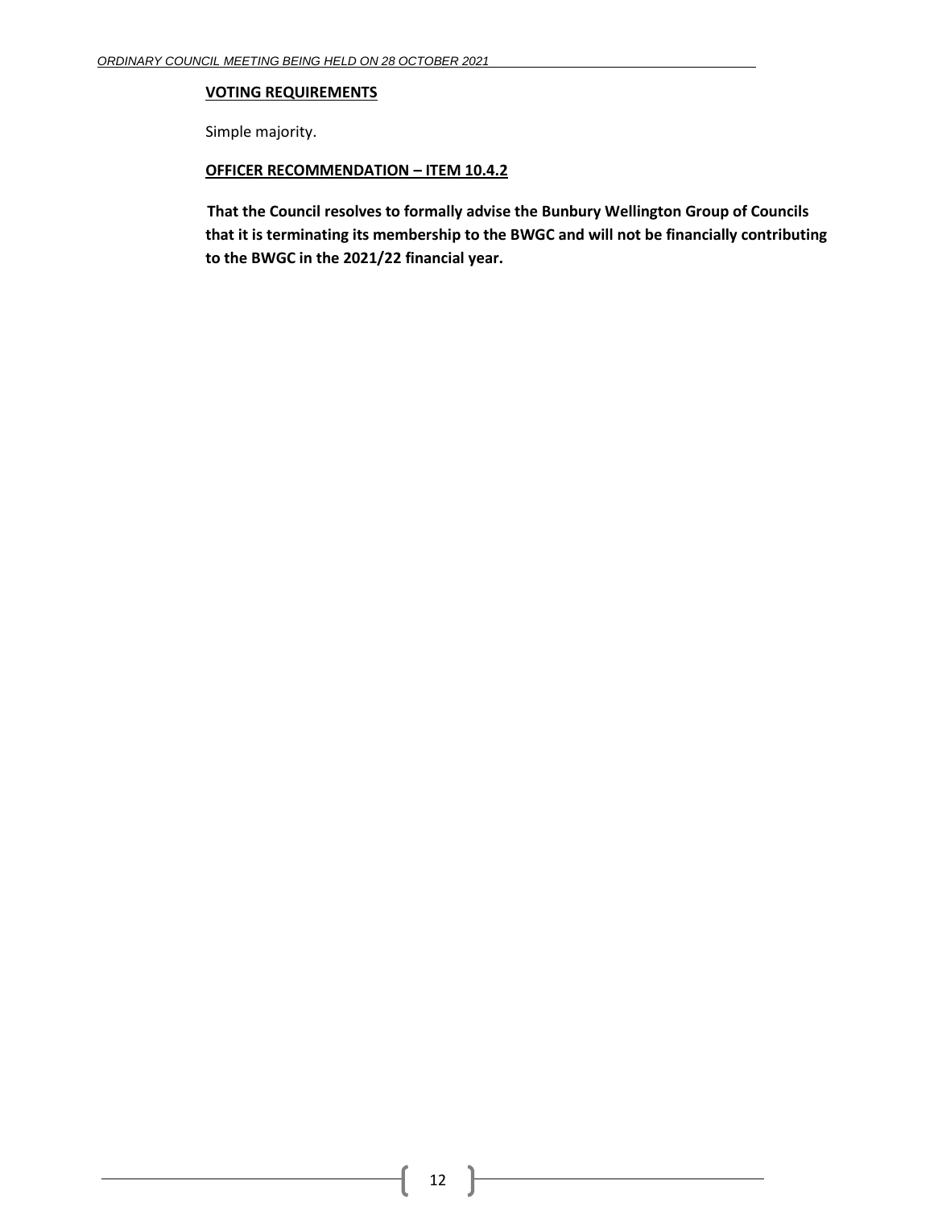**VOTING REQUIREMENTS**

Simple majority.

**OFFICER RECOMMENDATION – ITEM 10.4.2**

**That the Council resolves to formally advise the Bunbury Wellington Group of Councils that it is terminating its membership to the BWGC and will not be financially contributing to the BWGC in the 2021/22 financial year.**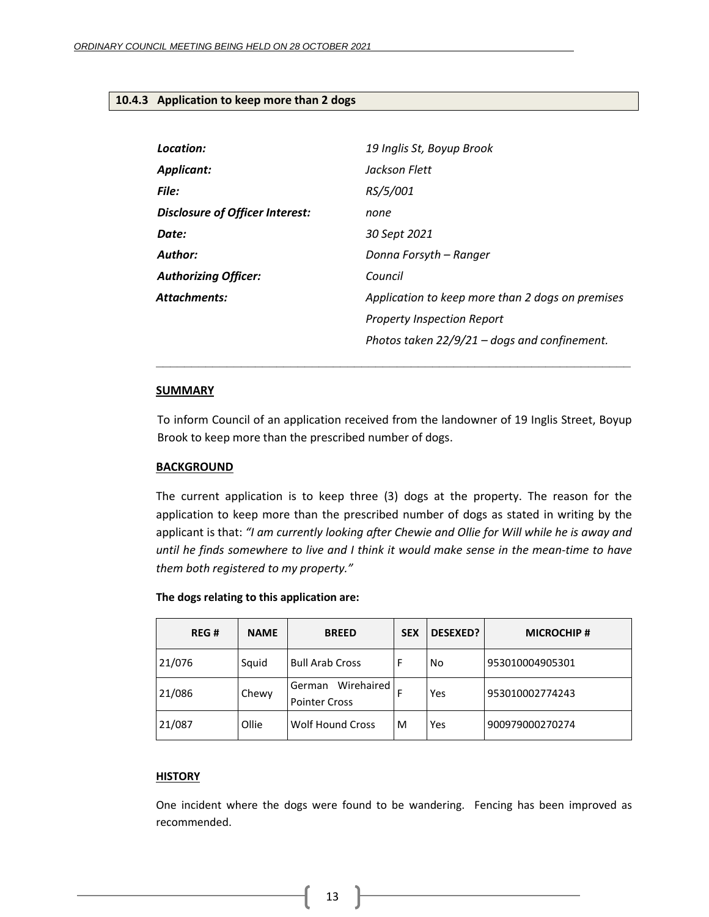### 10.4.3 Application to keep more than 2 dogs

| | |
|---|---|
| ***Location:*** | *19 Inglis St, Boyup Brook* |
| ***Applicant:*** | *Jackson Flett* |
| ***File:*** | *RS/5/001* |
| ***Disclosure of Officer Interest:*** | *none* |
| ***Date:*** | *30 Sept 2021* |
| ***Author:*** | *Donna Forsyth – Ranger* |
| ***Authorizing Officer:*** | *Council* |
| ***Attachments:*** | *Application to keep more than 2 dogs on premises*<br>*Property Inspection Report*<br>*Photos taken 22/9/21 – dogs and confinement.* |

**SUMMARY**

To inform Council of an application received from the landowner of 19 Inglis Street, Boyup Brook to keep more than the prescribed number of dogs.

**BACKGROUND**

The current application is to keep three (3) dogs at the property. The reason for the application to keep more than the prescribed number of dogs as stated in writing by the applicant is that: *"I am currently looking after Chewie and Ollie for Will while he is away and until he finds somewhere to live and I think it would make sense in the mean-time to have them both registered to my property."*

**The dogs relating to this application are:**

| REG # | NAME | BREED | SEX | DESEXED? | MICROCHIP # |
|---|---|---|---|---|---|
| 21/076 | Squid | Bull Arab Cross | F | No | 953010004905301 |
| 21/086 | Chewy | German Wirehaired Pointer Cross | F | Yes | 953010002774243 |
| 21/087 | Ollie | Wolf Hound Cross | M | Yes | 900979000270274 |

**HISTORY**

One incident where the dogs were found to be wandering. Fencing has been improved as recommended.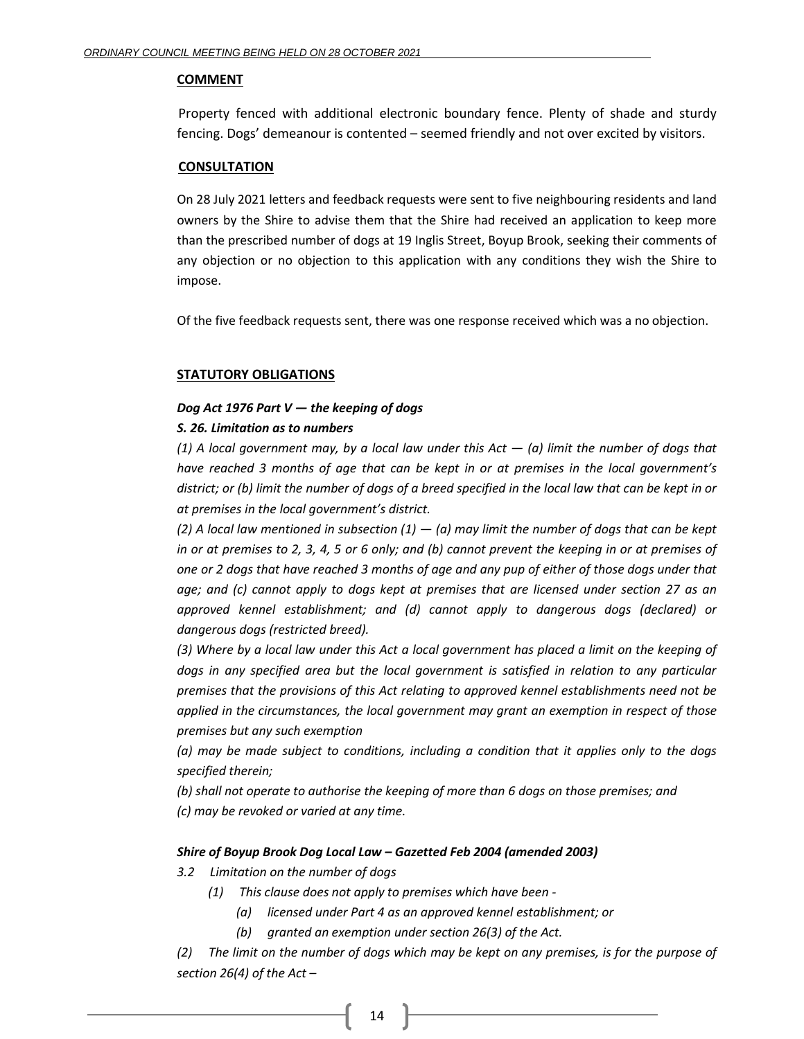**COMMENT**

Property fenced with additional electronic boundary fence. Plenty of shade and sturdy fencing. Dogs' demeanour is contented – seemed friendly and not over excited by visitors.

**CONSULTATION**

On 28 July 2021 letters and feedback requests were sent to five neighbouring residents and land owners by the Shire to advise them that the Shire had received an application to keep more than the prescribed number of dogs at 19 Inglis Street, Boyup Brook, seeking their comments of any objection or no objection to this application with any conditions they wish the Shire to impose.

Of the five feedback requests sent, there was one response received which was a no objection.

**STATUTORY OBLIGATIONS**

***Dog Act 1976 Part V — the keeping of dogs***

***S. 26. Limitation as to numbers***

*(1) A local government may, by a local law under this Act — (a) limit the number of dogs that have reached 3 months of age that can be kept in or at premises in the local government's district; or (b) limit the number of dogs of a breed specified in the local law that can be kept in or at premises in the local government's district.*

*(2) A local law mentioned in subsection (1) — (a) may limit the number of dogs that can be kept in or at premises to 2, 3, 4, 5 or 6 only; and (b) cannot prevent the keeping in or at premises of one or 2 dogs that have reached 3 months of age and any pup of either of those dogs under that age; and (c) cannot apply to dogs kept at premises that are licensed under section 27 as an approved kennel establishment; and (d) cannot apply to dangerous dogs (declared) or dangerous dogs (restricted breed).*

*(3) Where by a local law under this Act a local government has placed a limit on the keeping of dogs in any specified area but the local government is satisfied in relation to any particular premises that the provisions of this Act relating to approved kennel establishments need not be applied in the circumstances, the local government may grant an exemption in respect of those premises but any such exemption*

*(a) may be made subject to conditions, including a condition that it applies only to the dogs specified therein;*

*(b) shall not operate to authorise the keeping of more than 6 dogs on those premises; and*

*(c) may be revoked or varied at any time.*

***Shire of Boyup Brook Dog Local Law – Gazetted Feb 2004 (amended 2003)***

*3.2 Limitation on the number of dogs*

*(1) This clause does not apply to premises which have been -*

*(a) licensed under Part 4 as an approved kennel establishment; or*

*(b) granted an exemption under section 26(3) of the Act.*

*(2) The limit on the number of dogs which may be kept on any premises, is for the purpose of section 26(4) of the Act –*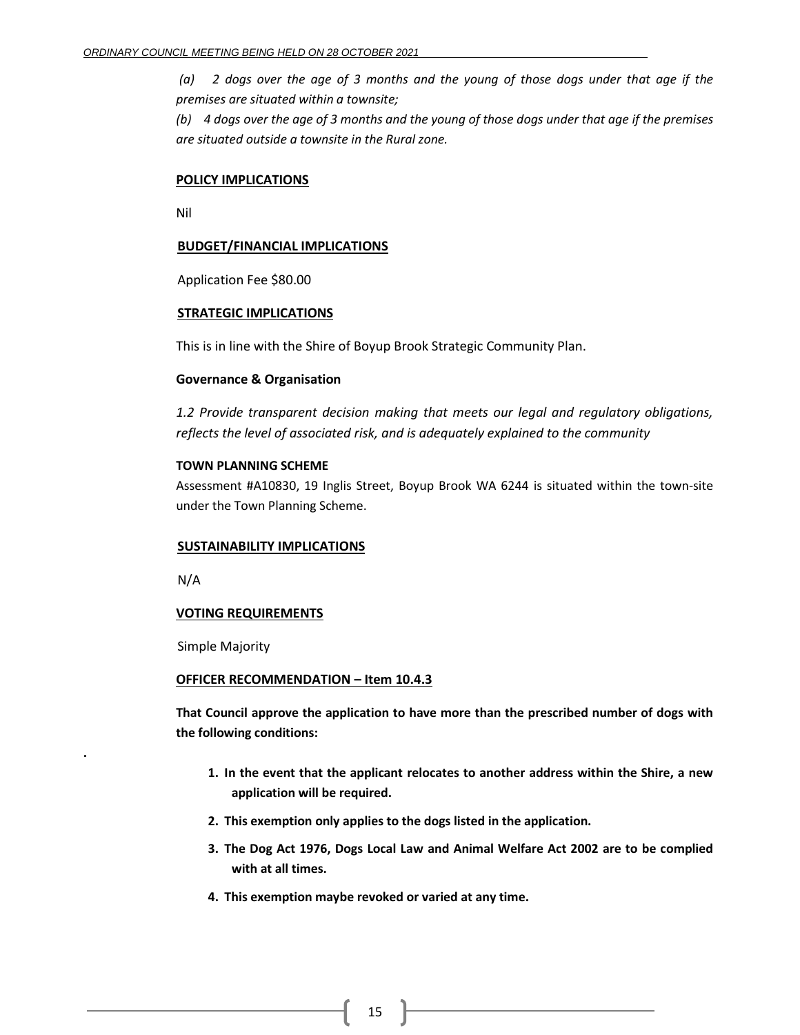*(a) 2 dogs over the age of 3 months and the young of those dogs under that age if the premises are situated within a townsite;*

*(b) 4 dogs over the age of 3 months and the young of those dogs under that age if the premises are situated outside a townsite in the Rural zone.*

**POLICY IMPLICATIONS**

Nil

**BUDGET/FINANCIAL IMPLICATIONS**

Application Fee $80.00

**STRATEGIC IMPLICATIONS**

This is in line with the Shire of Boyup Brook Strategic Community Plan.

**Governance & Organisation**

*1.2 Provide transparent decision making that meets our legal and regulatory obligations, reflects the level of associated risk, and is adequately explained to the community*

**TOWN PLANNING SCHEME**

Assessment #A10830, 19 Inglis Street, Boyup Brook WA 6244 is situated within the town-site under the Town Planning Scheme.

**SUSTAINABILITY IMPLICATIONS**

N/A

**VOTING REQUIREMENTS**

Simple Majority

**OFFICER RECOMMENDATION – Item 10.4.3**

**That Council approve the application to have more than the prescribed number of dogs with the following conditions:**

1. **In the event that the applicant relocates to another address within the Shire, a new application will be required.**
2. **This exemption only applies to the dogs listed in the application.**
3. **The Dog Act 1976, Dogs Local Law and Animal Welfare Act 2002 are to be complied with at all times.**
4. **This exemption maybe revoked or varied at any time.**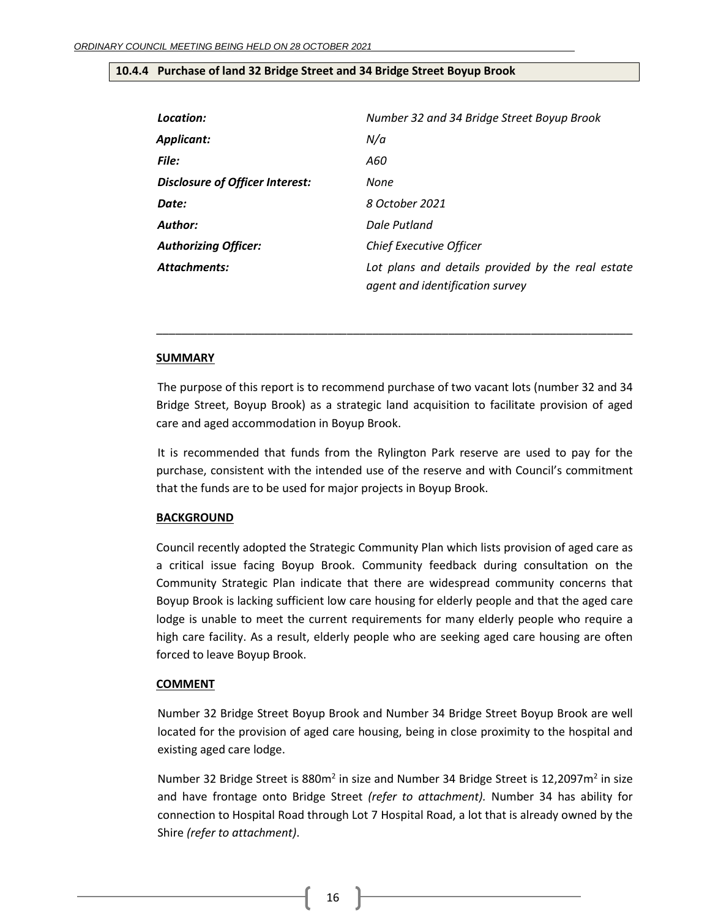### 10.4.4 Purchase of land 32 Bridge Street and 34 Bridge Street Boyup Brook

| | |
|---|---|
| ***Location:*** | *Number 32 and 34 Bridge Street Boyup Brook* |
| ***Applicant:*** | *N/a* |
| ***File:*** | *A60* |
| ***Disclosure of Officer Interest:*** | *None* |
| ***Date:*** | *8 October 2021* |
| ***Author:*** | *Dale Putland* |
| ***Authorizing Officer:*** | *Chief Executive Officer* |
| ***Attachments:*** | *Lot plans and details provided by the real estate agent and identification survey* |

---

**SUMMARY**

The purpose of this report is to recommend purchase of two vacant lots (number 32 and 34 Bridge Street, Boyup Brook) as a strategic land acquisition to facilitate provision of aged care and aged accommodation in Boyup Brook.

It is recommended that funds from the Rylington Park reserve are used to pay for the purchase, consistent with the intended use of the reserve and with Council's commitment that the funds are to be used for major projects in Boyup Brook.

**BACKGROUND**

Council recently adopted the Strategic Community Plan which lists provision of aged care as a critical issue facing Boyup Brook. Community feedback during consultation on the Community Strategic Plan indicate that there are widespread community concerns that Boyup Brook is lacking sufficient low care housing for elderly people and that the aged care lodge is unable to meet the current requirements for many elderly people who require a high care facility. As a result, elderly people who are seeking aged care housing are often forced to leave Boyup Brook.

**COMMENT**

Number 32 Bridge Street Boyup Brook and Number 34 Bridge Street Boyup Brook are well located for the provision of aged care housing, being in close proximity to the hospital and existing aged care lodge.

Number 32 Bridge Street is 880m$^2$ in size and Number 34 Bridge Street is 12,2097m$^2$ in size and have frontage onto Bridge Street *(refer to attachment).* Number 34 has ability for connection to Hospital Road through Lot 7 Hospital Road, a lot that is already owned by the Shire *(refer to attachment)*.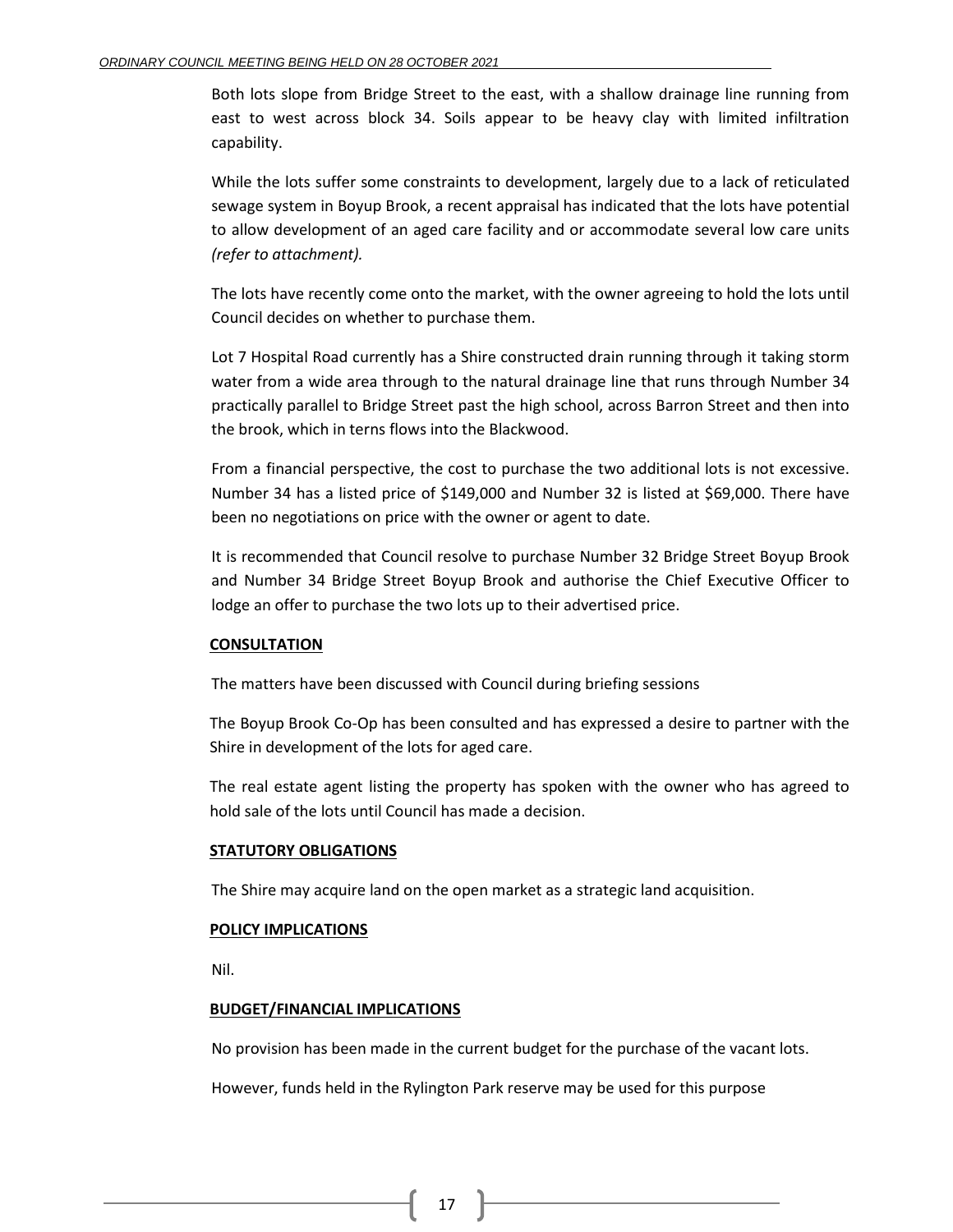Both lots slope from Bridge Street to the east, with a shallow drainage line running from east to west across block 34. Soils appear to be heavy clay with limited infiltration capability.

While the lots suffer some constraints to development, largely due to a lack of reticulated sewage system in Boyup Brook, a recent appraisal has indicated that the lots have potential to allow development of an aged care facility and or accommodate several low care units *(refer to attachment).*

The lots have recently come onto the market, with the owner agreeing to hold the lots until Council decides on whether to purchase them.

Lot 7 Hospital Road currently has a Shire constructed drain running through it taking storm water from a wide area through to the natural drainage line that runs through Number 34 practically parallel to Bridge Street past the high school, across Barron Street and then into the brook, which in terns flows into the Blackwood.

From a financial perspective, the cost to purchase the two additional lots is not excessive. Number 34 has a listed price of $149,000 and Number 32 is listed at $69,000. There have been no negotiations on price with the owner or agent to date.

It is recommended that Council resolve to purchase Number 32 Bridge Street Boyup Brook and Number 34 Bridge Street Boyup Brook and authorise the Chief Executive Officer to lodge an offer to purchase the two lots up to their advertised price.

**CONSULTATION**

The matters have been discussed with Council during briefing sessions

The Boyup Brook Co-Op has been consulted and has expressed a desire to partner with the Shire in development of the lots for aged care.

The real estate agent listing the property has spoken with the owner who has agreed to hold sale of the lots until Council has made a decision.

**STATUTORY OBLIGATIONS**

The Shire may acquire land on the open market as a strategic land acquisition.

**POLICY IMPLICATIONS**

Nil.

**BUDGET/FINANCIAL IMPLICATIONS**

No provision has been made in the current budget for the purchase of the vacant lots.

However, funds held in the Rylington Park reserve may be used for this purpose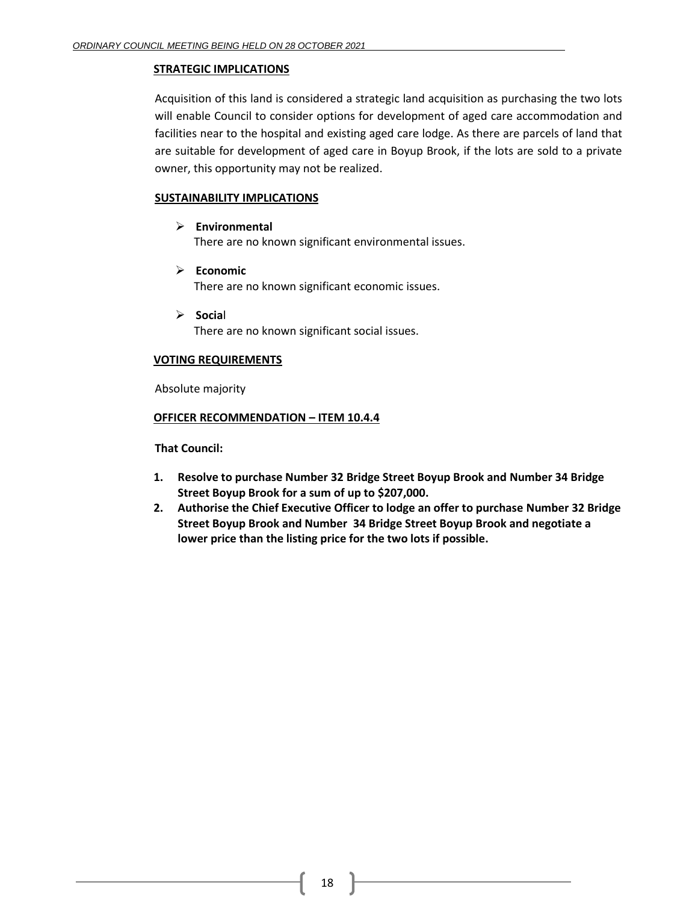**STRATEGIC IMPLICATIONS**

Acquisition of this land is considered a strategic land acquisition as purchasing the two lots will enable Council to consider options for development of aged care accommodation and facilities near to the hospital and existing aged care lodge. As there are parcels of land that are suitable for development of aged care in Boyup Brook, if the lots are sold to a private owner, this opportunity may not be realized.

**SUSTAINABILITY IMPLICATIONS**

- **Environmental**
  There are no known significant environmental issues.
- **Economic**
  There are no known significant economic issues.
- **Social**
  There are no known significant social issues.

**VOTING REQUIREMENTS**

Absolute majority

**OFFICER RECOMMENDATION – ITEM 10.4.4**

**That Council:**

1. **Resolve to purchase Number 32 Bridge Street Boyup Brook and Number 34 Bridge Street Boyup Brook for a sum of up to $207,000.**
2. **Authorise the Chief Executive Officer to lodge an offer to purchase Number 32 Bridge Street Boyup Brook and Number 34 Bridge Street Boyup Brook and negotiate a lower price than the listing price for the two lots if possible.**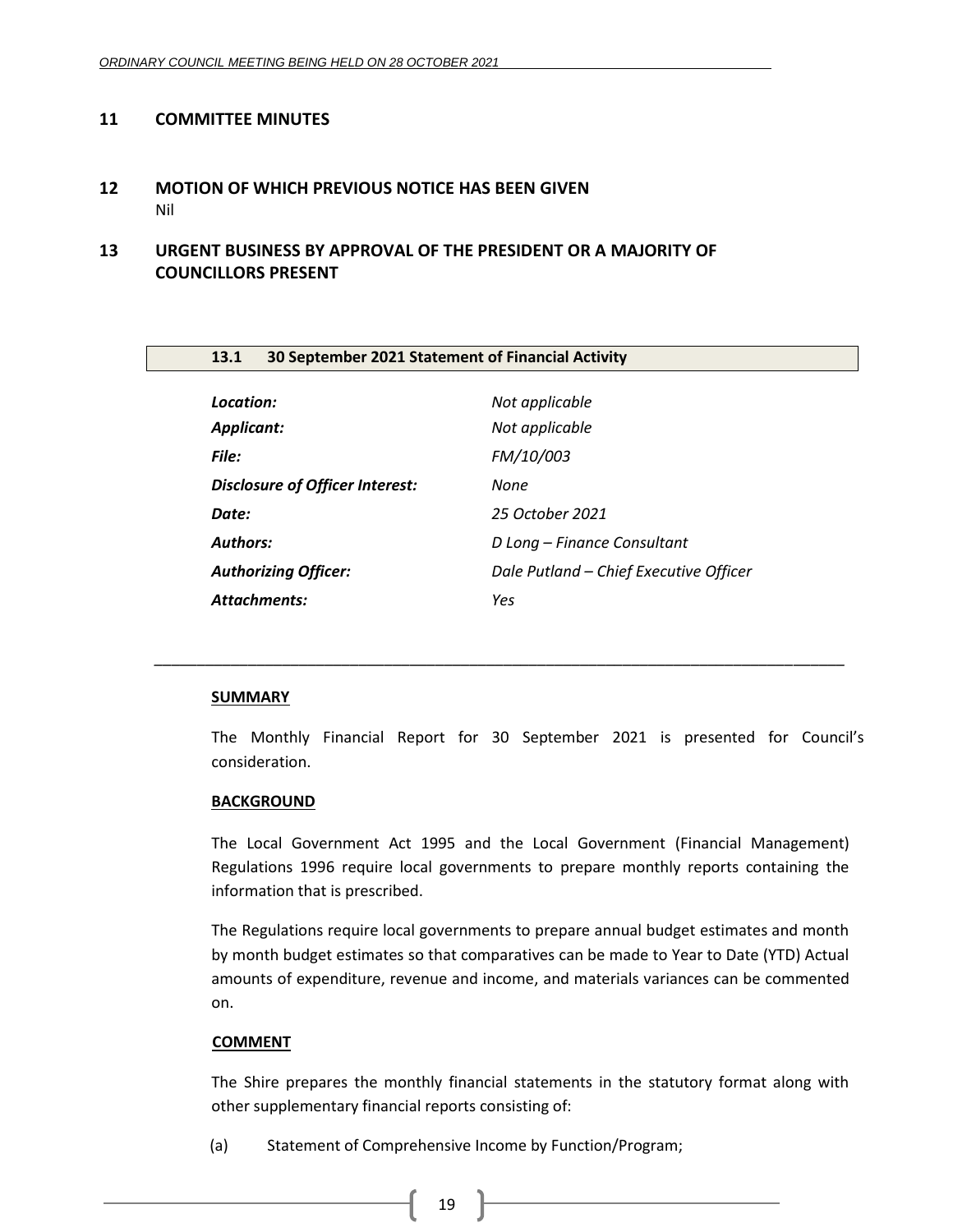## 11 COMMITTEE MINUTES

## 12 MOTION OF WHICH PREVIOUS NOTICE HAS BEEN GIVEN

Nil

## 13 URGENT BUSINESS BY APPROVAL OF THE PRESIDENT OR A MAJORITY OF COUNCILLORS PRESENT

### 13.1 30 September 2021 Statement of Financial Activity

| | |
|---|---|
| ***Location:*** | *Not applicable* |
| ***Applicant:*** | *Not applicable* |
| ***File:*** | *FM/10/003* |
| ***Disclosure of Officer Interest:*** | *None* |
| ***Date:*** | *25 October 2021* |
| ***Authors:*** | *D Long – Finance Consultant* |
| ***Authorizing Officer:*** | *Dale Putland – Chief Executive Officer* |
| ***Attachments:*** | *Yes* |

---

**SUMMARY**

The Monthly Financial Report for 30 September 2021 is presented for Council's consideration.

**BACKGROUND**

The Local Government Act 1995 and the Local Government (Financial Management) Regulations 1996 require local governments to prepare monthly reports containing the information that is prescribed.

The Regulations require local governments to prepare annual budget estimates and month by month budget estimates so that comparatives can be made to Year to Date (YTD) Actual amounts of expenditure, revenue and income, and materials variances can be commented on.

**COMMENT**

The Shire prepares the monthly financial statements in the statutory format along with other supplementary financial reports consisting of:

(a) Statement of Comprehensive Income by Function/Program;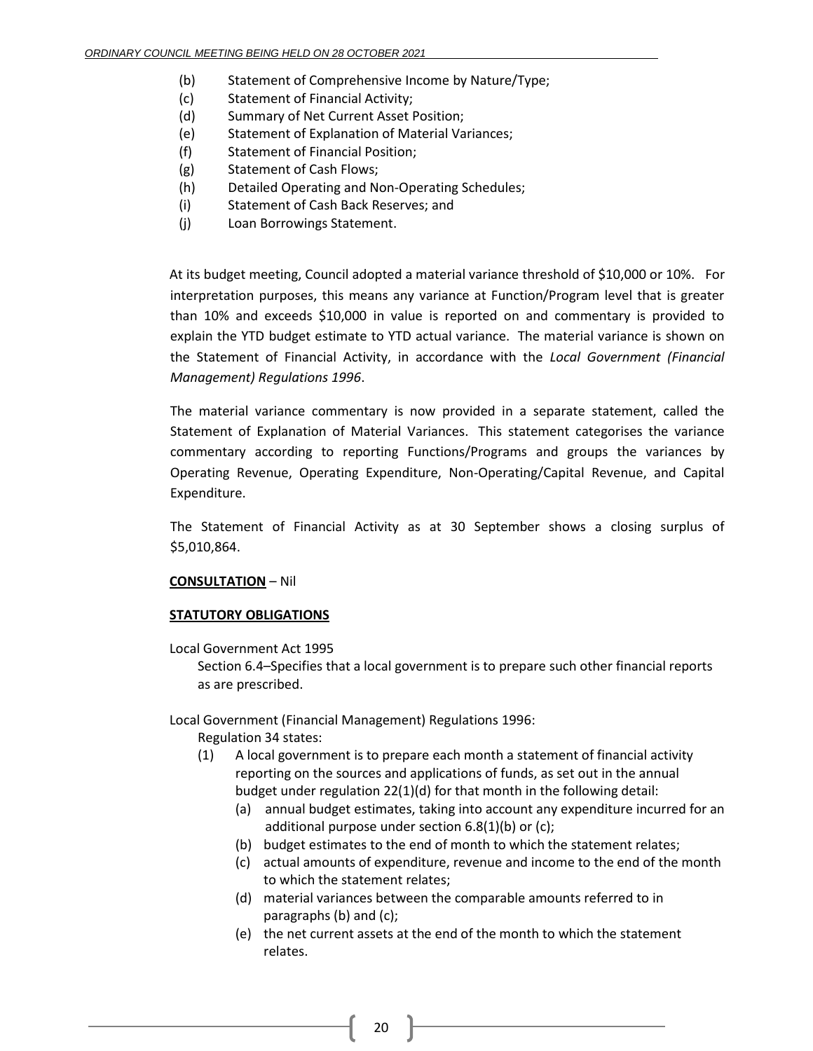(b) Statement of Comprehensive Income by Nature/Type;
(c) Statement of Financial Activity;
(d) Summary of Net Current Asset Position;
(e) Statement of Explanation of Material Variances;
(f) Statement of Financial Position;
(g) Statement of Cash Flows;
(h) Detailed Operating and Non-Operating Schedules;
(i) Statement of Cash Back Reserves; and
(j) Loan Borrowings Statement.

At its budget meeting, Council adopted a material variance threshold of $10,000 or 10%. For interpretation purposes, this means any variance at Function/Program level that is greater than 10% and exceeds $10,000 in value is reported on and commentary is provided to explain the YTD budget estimate to YTD actual variance. The material variance is shown on the Statement of Financial Activity, in accordance with the *Local Government (Financial Management) Regulations 1996*.

The material variance commentary is now provided in a separate statement, called the Statement of Explanation of Material Variances. This statement categorises the variance commentary according to reporting Functions/Programs and groups the variances by Operating Revenue, Operating Expenditure, Non-Operating/Capital Revenue, and Capital Expenditure.

The Statement of Financial Activity as at 30 September shows a closing surplus of $5,010,864.

**CONSULTATION** – Nil

**STATUTORY OBLIGATIONS**

Local Government Act 1995

Section 6.4–Specifies that a local government is to prepare such other financial reports as are prescribed.

Local Government (Financial Management) Regulations 1996:

Regulation 34 states:

(1) A local government is to prepare each month a statement of financial activity reporting on the sources and applications of funds, as set out in the annual budget under regulation 22(1)(d) for that month in the following detail:
   (a) annual budget estimates, taking into account any expenditure incurred for an additional purpose under section 6.8(1)(b) or (c);
   (b) budget estimates to the end of month to which the statement relates;
   (c) actual amounts of expenditure, revenue and income to the end of the month to which the statement relates;
   (d) material variances between the comparable amounts referred to in paragraphs (b) and (c);
   (e) the net current assets at the end of the month to which the statement relates.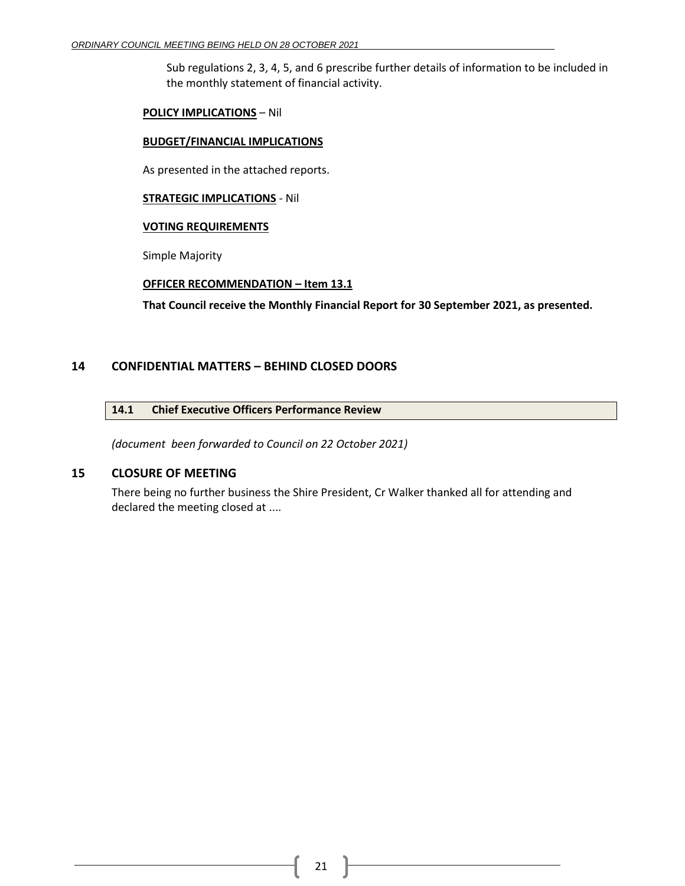Sub regulations 2, 3, 4, 5, and 6 prescribe further details of information to be included in the monthly statement of financial activity.

**POLICY IMPLICATIONS** – Nil

**BUDGET/FINANCIAL IMPLICATIONS**

As presented in the attached reports.

**STRATEGIC IMPLICATIONS** - Nil

**VOTING REQUIREMENTS**

Simple Majority

**OFFICER RECOMMENDATION – Item 13.1**

**That Council receive the Monthly Financial Report for 30 September 2021, as presented.**

## 14 CONFIDENTIAL MATTERS – BEHIND CLOSED DOORS

### 14.1 Chief Executive Officers Performance Review

*(document been forwarded to Council on 22 October 2021)*

## 15 CLOSURE OF MEETING

There being no further business the Shire President, Cr Walker thanked all for attending and declared the meeting closed at ....